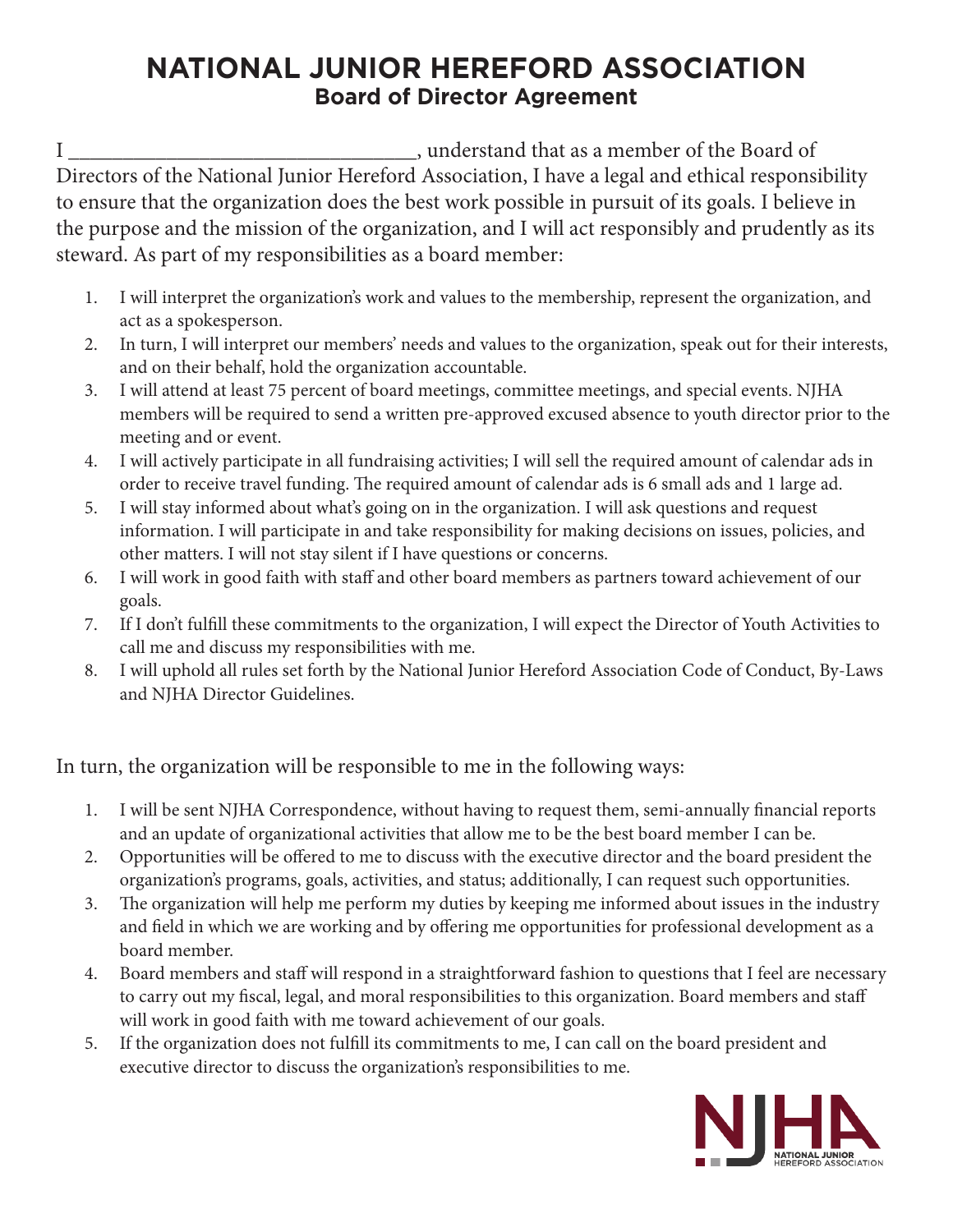# NATIONAL JUNIOR HEREFORD ASSOCIATION

## Board of Director Agreement

I ________________________________, understand that as a member of the Board of Directors of the National Junior Hereford Association, I have a legal and ethical responsibility to ensure that the organization does the best work possible in pursuit of its goals. I believe in the purpose and the mission of the organization, and I will act responsibly and prudently as its steward. As part of my responsibilities as a board member:

1. I will interpret the organization's work and values to the membership, represent the organization, and act as a spokesperson.
2. In turn, I will interpret our members' needs and values to the organization, speak out for their interests, and on their behalf, hold the organization accountable.
3. I will attend at least 75 percent of board meetings, committee meetings, and special events. NJHA members will be required to send a written pre-approved excused absence to youth director prior to the meeting and or event.
4. I will actively participate in all fundraising activities; I will sell the required amount of calendar ads in order to receive travel funding. The required amount of calendar ads is 6 small ads and 1 large ad.
5. I will stay informed about what's going on in the organization. I will ask questions and request information. I will participate in and take responsibility for making decisions on issues, policies, and other matters. I will not stay silent if I have questions or concerns.
6. I will work in good faith with staff and other board members as partners toward achievement of our goals.
7. If I don't fulfill these commitments to the organization, I will expect the Director of Youth Activities to call me and discuss my responsibilities with me.
8. I will uphold all rules set forth by the National Junior Hereford Association Code of Conduct, By-Laws and NJHA Director Guidelines.

In turn, the organization will be responsible to me in the following ways:

1. I will be sent NJHA Correspondence, without having to request them, semi-annually financial reports and an update of organizational activities that allow me to be the best board member I can be.
2. Opportunities will be offered to me to discuss with the executive director and the board president the organization's programs, goals, activities, and status; additionally, I can request such opportunities.
3. The organization will help me perform my duties by keeping me informed about issues in the industry and field in which we are working and by offering me opportunities for professional development as a board member.
4. Board members and staff will respond in a straightforward fashion to questions that I feel are necessary to carry out my fiscal, legal, and moral responsibilities to this organization. Board members and staff will work in good faith with me toward achievement of our goals.
5. If the organization does not fulfill its commitments to me, I can call on the board president and executive director to discuss the organization's responsibilities to me.

NJHA
NATIONAL JUNIOR HEREFORD ASSOCIATION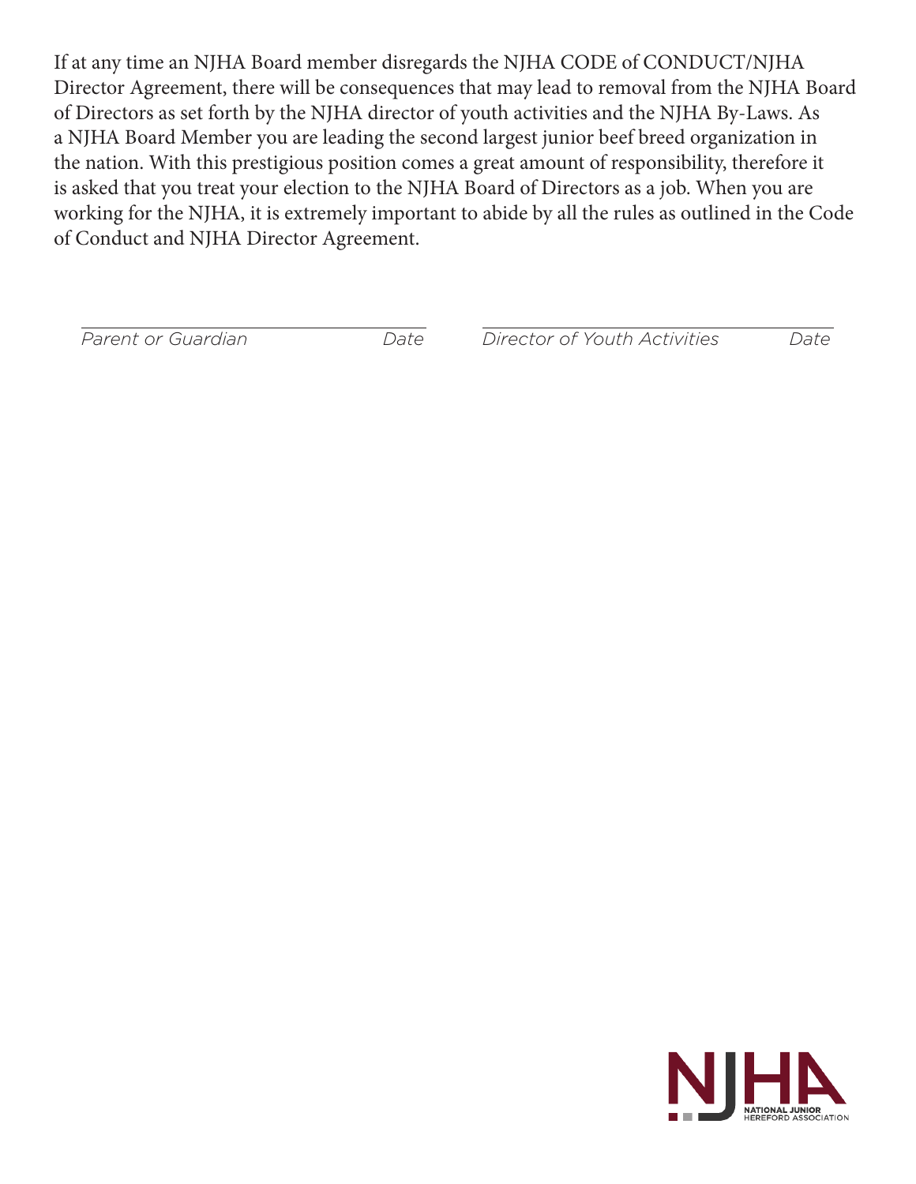If at any time an NJHA Board member disregards the NJHA CODE of CONDUCT/NJHA Director Agreement, there will be consequences that may lead to removal from the NJHA Board of Directors as set forth by the NJHA director of youth activities and the NJHA By-Laws. As a NJHA Board Member you are leading the second largest junior beef breed organization in the nation. With this prestigious position comes a great amount of responsibility, therefore it is asked that you treat your election to the NJHA Board of Directors as a job. When you are working for the NJHA, it is extremely important to abide by all the rules as outlined in the Code of Conduct and NJHA Director Agreement.

_________________________________________ ______________________________________

*Parent or Guardian* *Date* *Director of Youth Activities* *Date*

NJHA
NATIONAL JUNIOR HEREFORD ASSOCIATION